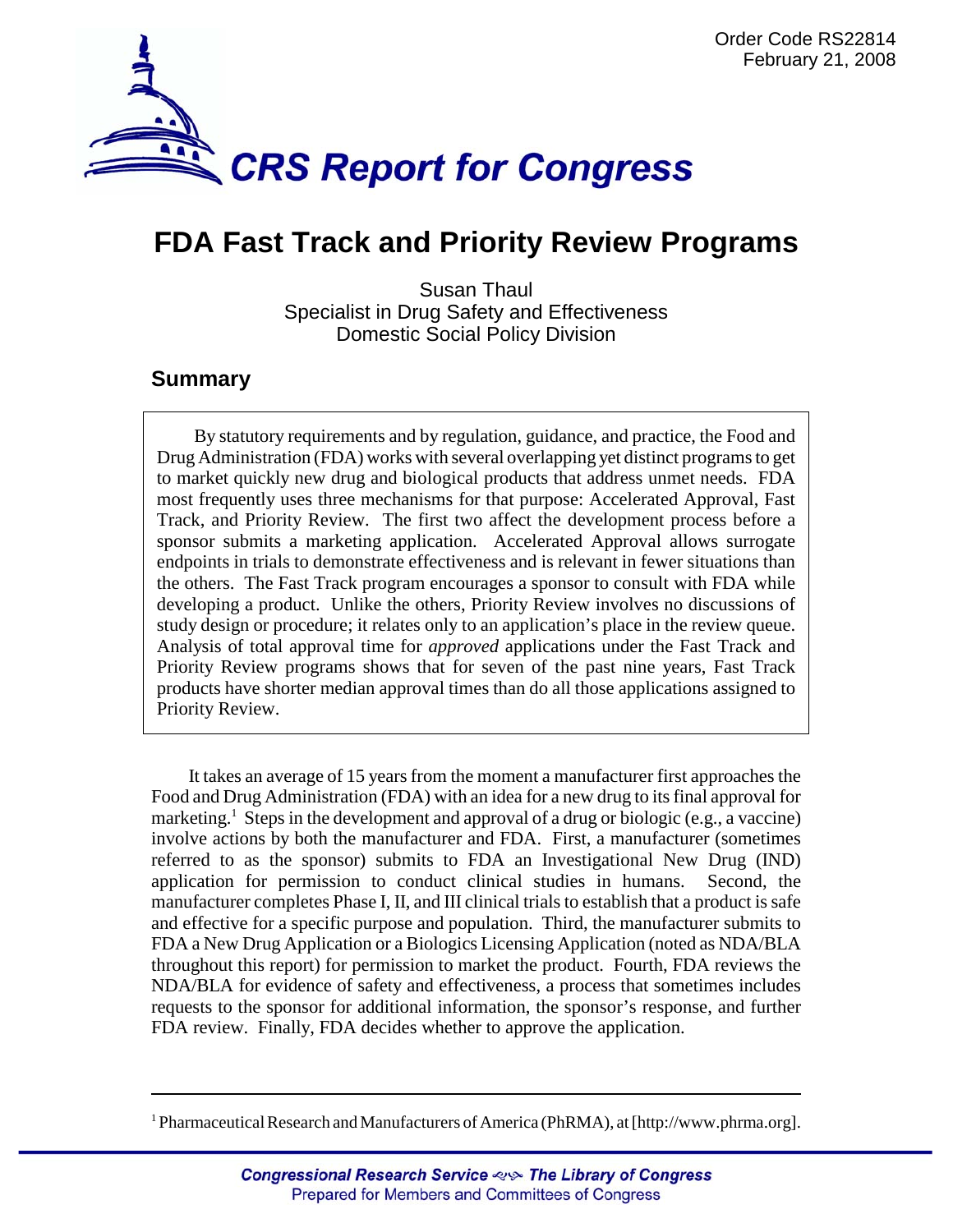Order Code RS22814
February 21, 2008

# CRS Report for Congress

# FDA Fast Track and Priority Review Programs

Susan Thaul
Specialist in Drug Safety and Effectiveness
Domestic Social Policy Division

## Summary

By statutory requirements and by regulation, guidance, and practice, the Food and Drug Administration (FDA) works with several overlapping yet distinct programs to get to market quickly new drug and biological products that address unmet needs. FDA most frequently uses three mechanisms for that purpose: Accelerated Approval, Fast Track, and Priority Review. The first two affect the development process before a sponsor submits a marketing application. Accelerated Approval allows surrogate endpoints in trials to demonstrate effectiveness and is relevant in fewer situations than the others. The Fast Track program encourages a sponsor to consult with FDA while developing a product. Unlike the others, Priority Review involves no discussions of study design or procedure; it relates only to an application's place in the review queue. Analysis of total approval time for *approved* applications under the Fast Track and Priority Review programs shows that for seven of the past nine years, Fast Track products have shorter median approval times than do all those applications assigned to Priority Review.

It takes an average of 15 years from the moment a manufacturer first approaches the Food and Drug Administration (FDA) with an idea for a new drug to its final approval for marketing.[1] Steps in the development and approval of a drug or biologic (e.g., a vaccine) involve actions by both the manufacturer and FDA. First, a manufacturer (sometimes referred to as the sponsor) submits to FDA an Investigational New Drug (IND) application for permission to conduct clinical studies in humans. Second, the manufacturer completes Phase I, II, and III clinical trials to establish that a product is safe and effective for a specific purpose and population. Third, the manufacturer submits to FDA a New Drug Application or a Biologics Licensing Application (noted as NDA/BLA throughout this report) for permission to market the product. Fourth, FDA reviews the NDA/BLA for evidence of safety and effectiveness, a process that sometimes includes requests to the sponsor for additional information, the sponsor's response, and further FDA review. Finally, FDA decides whether to approve the application.

---

[1] Pharmaceutical Research and Manufacturers of America (PhRMA), at [http://www.phrma.org].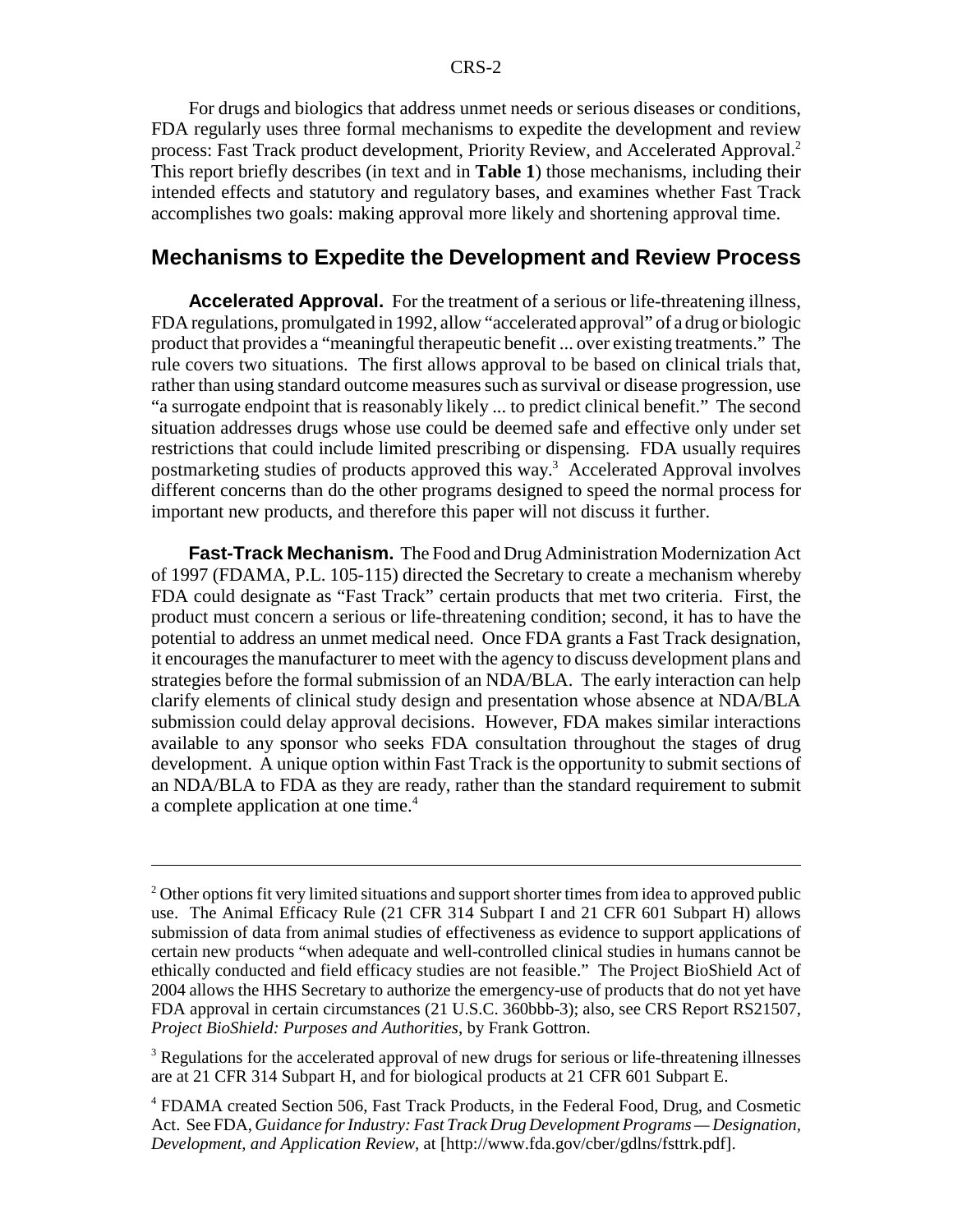For drugs and biologics that address unmet needs or serious diseases or conditions, FDA regularly uses three formal mechanisms to expedite the development and review process: Fast Track product development, Priority Review, and Accelerated Approval.[2] This report briefly describes (in text and in **Table 1**) those mechanisms, including their intended effects and statutory and regulatory bases, and examines whether Fast Track accomplishes two goals: making approval more likely and shortening approval time.

## Mechanisms to Expedite the Development and Review Process

**Accelerated Approval.** For the treatment of a serious or life-threatening illness, FDA regulations, promulgated in 1992, allow "accelerated approval" of a drug or biologic product that provides a "meaningful therapeutic benefit ... over existing treatments." The rule covers two situations. The first allows approval to be based on clinical trials that, rather than using standard outcome measures such as survival or disease progression, use "a surrogate endpoint that is reasonably likely ... to predict clinical benefit." The second situation addresses drugs whose use could be deemed safe and effective only under set restrictions that could include limited prescribing or dispensing. FDA usually requires postmarketing studies of products approved this way.[3] Accelerated Approval involves different concerns than do the other programs designed to speed the normal process for important new products, and therefore this paper will not discuss it further.

**Fast-Track Mechanism.** The Food and Drug Administration Modernization Act of 1997 (FDAMA, P.L. 105-115) directed the Secretary to create a mechanism whereby FDA could designate as "Fast Track" certain products that met two criteria. First, the product must concern a serious or life-threatening condition; second, it has to have the potential to address an unmet medical need. Once FDA grants a Fast Track designation, it encourages the manufacturer to meet with the agency to discuss development plans and strategies before the formal submission of an NDA/BLA. The early interaction can help clarify elements of clinical study design and presentation whose absence at NDA/BLA submission could delay approval decisions. However, FDA makes similar interactions available to any sponsor who seeks FDA consultation throughout the stages of drug development. A unique option within Fast Track is the opportunity to submit sections of an NDA/BLA to FDA as they are ready, rather than the standard requirement to submit a complete application at one time.[4]

---

[2] Other options fit very limited situations and support shorter times from idea to approved public use. The Animal Efficacy Rule (21 CFR 314 Subpart I and 21 CFR 601 Subpart H) allows submission of data from animal studies of effectiveness as evidence to support applications of certain new products "when adequate and well-controlled clinical studies in humans cannot be ethically conducted and field efficacy studies are not feasible." The Project BioShield Act of 2004 allows the HHS Secretary to authorize the emergency-use of products that do not yet have FDA approval in certain circumstances (21 U.S.C. 360bbb-3); also, see CRS Report RS21507, *Project BioShield: Purposes and Authorities*, by Frank Gottron.

[3] Regulations for the accelerated approval of new drugs for serious or life-threatening illnesses are at 21 CFR 314 Subpart H, and for biological products at 21 CFR 601 Subpart E.

[4] FDAMA created Section 506, Fast Track Products, in the Federal Food, Drug, and Cosmetic Act. See FDA, *Guidance for Industry: Fast Track Drug Development Programs — Designation, Development, and Application Review*, at [http://www.fda.gov/cber/gdlns/fsttrk.pdf].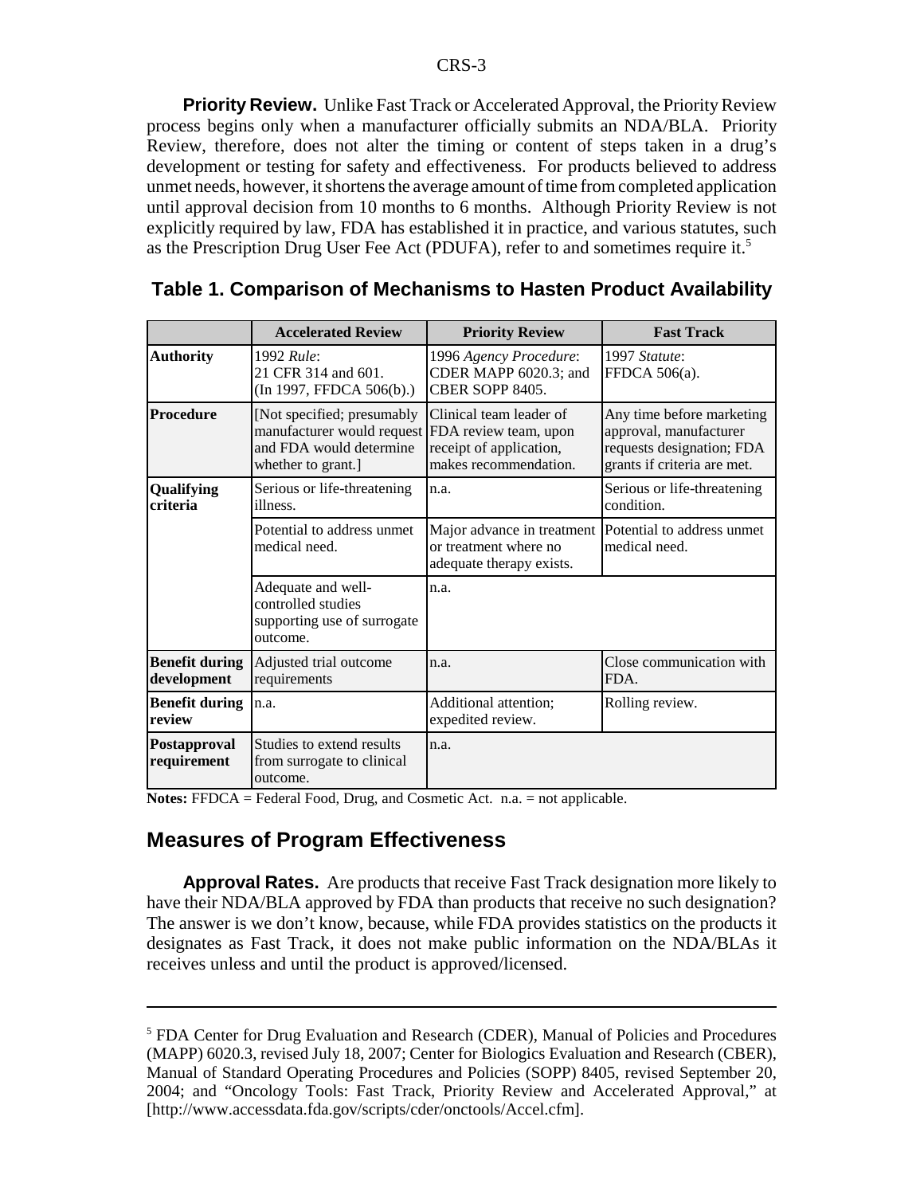**Priority Review.** Unlike Fast Track or Accelerated Approval, the Priority Review process begins only when a manufacturer officially submits an NDA/BLA. Priority Review, therefore, does not alter the timing or content of steps taken in a drug's development or testing for safety and effectiveness. For products believed to address unmet needs, however, it shortens the average amount of time from completed application until approval decision from 10 months to 6 months. Although Priority Review is not explicitly required by law, FDA has established it in practice, and various statutes, such as the Prescription Drug User Fee Act (PDUFA), refer to and sometimes require it.[5]

### Table 1. Comparison of Mechanisms to Hasten Product Availability

| | Accelerated Review | Priority Review | Fast Track |
|---|---|---|---|
| **Authority** | 1992 *Rule*: 21 CFR 314 and 601. (In 1997, FFDCA 506(b).) | 1996 *Agency Procedure*: CDER MAPP 6020.3; and CBER SOPP 8405. | 1997 *Statute*: FFDCA 506(a). |
| **Procedure** | [Not specified; presumably manufacturer would request and FDA would determine whether to grant.] | Clinical team leader of FDA review team, upon receipt of application, makes recommendation. | Any time before marketing approval, manufacturer requests designation; FDA grants if criteria are met. |
| **Qualifying criteria** | Serious or life-threatening illness. | n.a. | Serious or life-threatening condition. |
| | Potential to address unmet medical need. | Major advance in treatment or treatment where no adequate therapy exists. | Potential to address unmet medical need. |
| | Adequate and well-controlled studies supporting use of surrogate outcome. | n.a. | |
| **Benefit during development** | Adjusted trial outcome requirements | n.a. | Close communication with FDA. |
| **Benefit during review** | n.a. | Additional attention; expedited review. | Rolling review. |
| **Postapproval requirement** | Studies to extend results from surrogate to clinical outcome. | n.a. | |

**Notes:** FFDCA = Federal Food, Drug, and Cosmetic Act. n.a. = not applicable.

## Measures of Program Effectiveness

**Approval Rates.** Are products that receive Fast Track designation more likely to have their NDA/BLA approved by FDA than products that receive no such designation? The answer is we don't know, because, while FDA provides statistics on the products it designates as Fast Track, it does not make public information on the NDA/BLAs it receives unless and until the product is approved/licensed.

---

[5] FDA Center for Drug Evaluation and Research (CDER), Manual of Policies and Procedures (MAPP) 6020.3, revised July 18, 2007; Center for Biologics Evaluation and Research (CBER), Manual of Standard Operating Procedures and Policies (SOPP) 8405, revised September 20, 2004; and "Oncology Tools: Fast Track, Priority Review and Accelerated Approval," at [http://www.accessdata.fda.gov/scripts/cder/onctools/Accel.cfm].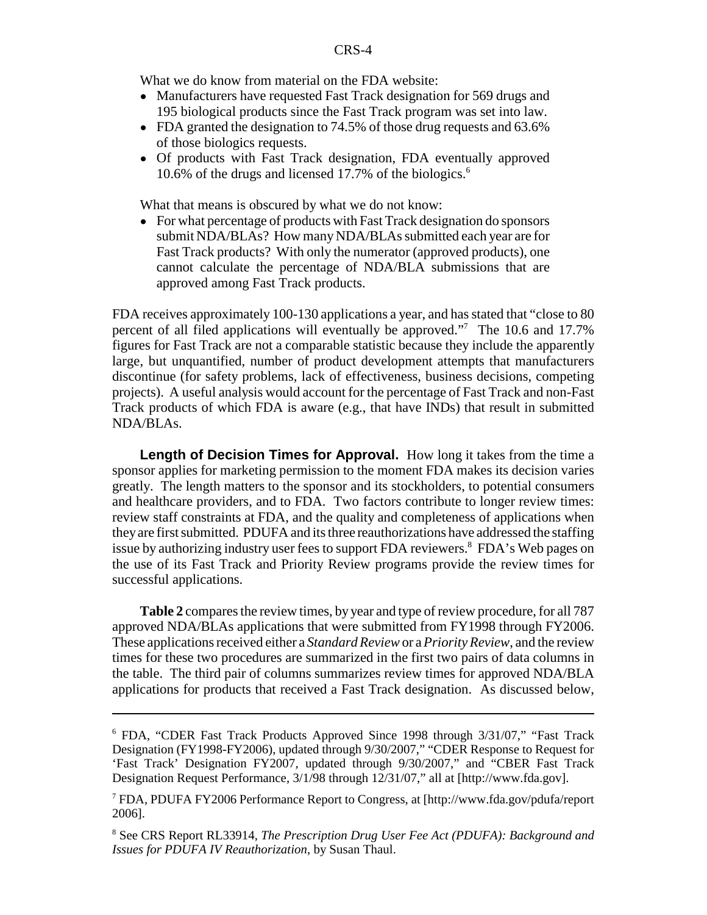What we do know from material on the FDA website:

- Manufacturers have requested Fast Track designation for 569 drugs and 195 biological products since the Fast Track program was set into law.
- FDA granted the designation to 74.5% of those drug requests and 63.6% of those biologics requests.
- Of products with Fast Track designation, FDA eventually approved 10.6% of the drugs and licensed 17.7% of the biologics.[6]

What that means is obscured by what we do not know:

- For what percentage of products with Fast Track designation do sponsors submit NDA/BLAs? How many NDA/BLAs submitted each year are for Fast Track products? With only the numerator (approved products), one cannot calculate the percentage of NDA/BLA submissions that are approved among Fast Track products.

FDA receives approximately 100-130 applications a year, and has stated that "close to 80 percent of all filed applications will eventually be approved."[7] The 10.6 and 17.7% figures for Fast Track are not a comparable statistic because they include the apparently large, but unquantified, number of product development attempts that manufacturers discontinue (for safety problems, lack of effectiveness, business decisions, competing projects). A useful analysis would account for the percentage of Fast Track and non-Fast Track products of which FDA is aware (e.g., that have INDs) that result in submitted NDA/BLAs.

**Length of Decision Times for Approval.** How long it takes from the time a sponsor applies for marketing permission to the moment FDA makes its decision varies greatly. The length matters to the sponsor and its stockholders, to potential consumers and healthcare providers, and to FDA. Two factors contribute to longer review times: review staff constraints at FDA, and the quality and completeness of applications when they are first submitted. PDUFA and its three reauthorizations have addressed the staffing issue by authorizing industry user fees to support FDA reviewers.[8] FDA's Web pages on the use of its Fast Track and Priority Review programs provide the review times for successful applications.

**Table 2** compares the review times, by year and type of review procedure, for all 787 approved NDA/BLAs applications that were submitted from FY1998 through FY2006. These applications received either a *Standard Review* or a *Priority Review*, and the review times for these two procedures are summarized in the first two pairs of data columns in the table. The third pair of columns summarizes review times for approved NDA/BLA applications for products that received a Fast Track designation. As discussed below,

---

[6] FDA, "CDER Fast Track Products Approved Since 1998 through 3/31/07," "Fast Track Designation (FY1998-FY2006), updated through 9/30/2007," "CDER Response to Request for 'Fast Track' Designation FY2007, updated through 9/30/2007," and "CBER Fast Track Designation Request Performance, 3/1/98 through 12/31/07," all at [http://www.fda.gov].

[7] FDA, PDUFA FY2006 Performance Report to Congress, at [http://www.fda.gov/pdufa/report 2006].

[8] See CRS Report RL33914, *The Prescription Drug User Fee Act (PDUFA): Background and Issues for PDUFA IV Reauthorization*, by Susan Thaul.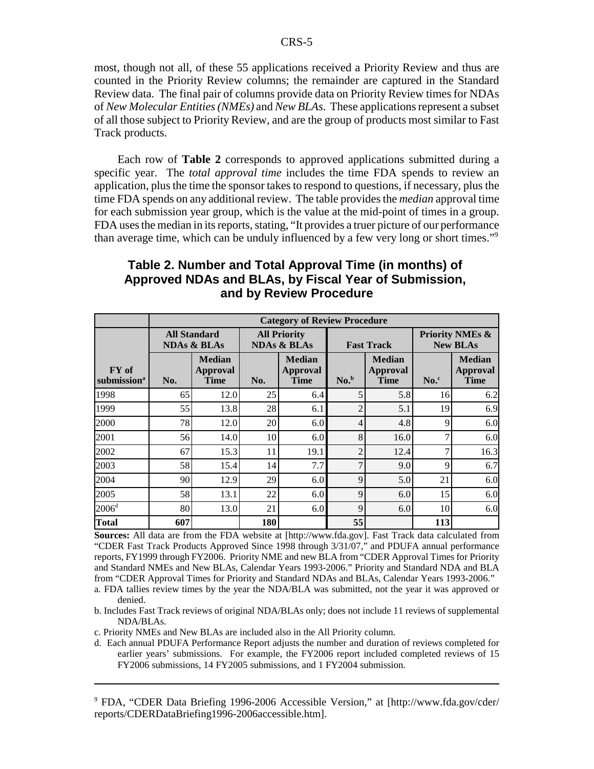most, though not all, of these 55 applications received a Priority Review and thus are counted in the Priority Review columns; the remainder are captured in the Standard Review data. The final pair of columns provide data on Priority Review times for NDAs of *New Molecular Entities (NMEs)* and *New BLAs*. These applications represent a subset of all those subject to Priority Review, and are the group of products most similar to Fast Track products.

Each row of **Table 2** corresponds to approved applications submitted during a specific year. The *total approval time* includes the time FDA spends to review an application, plus the time the sponsor takes to respond to questions, if necessary, plus the time FDA spends on any additional review. The table provides the *median* approval time for each submission year group, which is the value at the mid-point of times in a group. FDA uses the median in its reports, stating, "It provides a truer picture of our performance than average time, which can be unduly influenced by a few very long or short times."[9]

## Table 2. Number and Total Approval Time (in months) of Approved NDAs and BLAs, by Fiscal Year of Submission, and by Review Procedure

| | Category of Review Procedure | | | | | | | |
|---|---|---|---|---|---|---|---|---|
| | All Standard NDAs & BLAs | | All Priority NDAs & BLAs | | Fast Track | | Priority NMEs & New BLAs | |
| FY of submission[a] | No. | Median Approval Time | No. | Median Approval Time | No.[b] | Median Approval Time | No.[c] | Median Approval Time |
| 1998 | 65 | 12.0 | 25 | 6.4 | 5 | 5.8 | 16 | 6.2 |
| 1999 | 55 | 13.8 | 28 | 6.1 | 2 | 5.1 | 19 | 6.9 |
| 2000 | 78 | 12.0 | 20 | 6.0 | 4 | 4.8 | 9 | 6.0 |
| 2001 | 56 | 14.0 | 10 | 6.0 | 8 | 16.0 | 7 | 6.0 |
| 2002 | 67 | 15.3 | 11 | 19.1 | 2 | 12.4 | 7 | 16.3 |
| 2003 | 58 | 15.4 | 14 | 7.7 | 7 | 9.0 | 9 | 6.7 |
| 2004 | 90 | 12.9 | 29 | 6.0 | 9 | 5.0 | 21 | 6.0 |
| 2005 | 58 | 13.1 | 22 | 6.0 | 9 | 6.0 | 15 | 6.0 |
| 2006[d] | 80 | 13.0 | 21 | 6.0 | 9 | 6.0 | 10 | 6.0 |
| **Total** | **607** | | **180** | | **55** | | **113** | |

**Sources:** All data are from the FDA website at [http://www.fda.gov]. Fast Track data calculated from "CDER Fast Track Products Approved Since 1998 through 3/31/07," and PDUFA annual performance reports, FY1999 through FY2006. Priority NME and new BLA from "CDER Approval Times for Priority and Standard NMEs and New BLAs, Calendar Years 1993-2006." Priority and Standard NDA and BLA from "CDER Approval Times for Priority and Standard NDAs and BLAs, Calendar Years 1993-2006."

a. FDA tallies review times by the year the NDA/BLA was submitted, not the year it was approved or denied.

b. Includes Fast Track reviews of original NDA/BLAs only; does not include 11 reviews of supplemental NDA/BLAs.

c. Priority NMEs and New BLAs are included also in the All Priority column.

d. Each annual PDUFA Performance Report adjusts the number and duration of reviews completed for earlier years' submissions. For example, the FY2006 report included completed reviews of 15 FY2006 submissions, 14 FY2005 submissions, and 1 FY2004 submission.

---

[9] FDA, "CDER Data Briefing 1996-2006 Accessible Version," at [http://www.fda.gov/cder/reports/CDERDataBriefing1996-2006accessible.htm].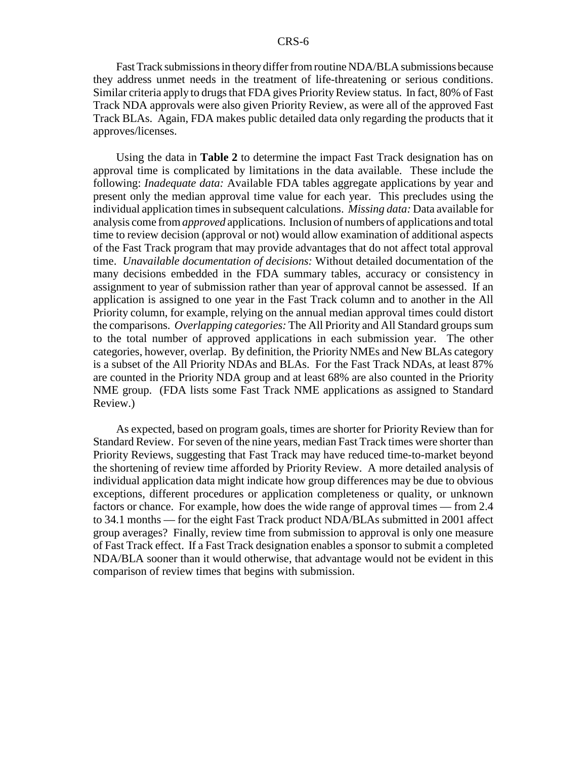Fast Track submissions in theory differ from routine NDA/BLA submissions because they address unmet needs in the treatment of life-threatening or serious conditions. Similar criteria apply to drugs that FDA gives Priority Review status. In fact, 80% of Fast Track NDA approvals were also given Priority Review, as were all of the approved Fast Track BLAs. Again, FDA makes public detailed data only regarding the products that it approves/licenses.

Using the data in **Table 2** to determine the impact Fast Track designation has on approval time is complicated by limitations in the data available. These include the following: *Inadequate data:* Available FDA tables aggregate applications by year and present only the median approval time value for each year. This precludes using the individual application times in subsequent calculations. *Missing data:* Data available for analysis come from *approved* applications. Inclusion of numbers of applications and total time to review decision (approval or not) would allow examination of additional aspects of the Fast Track program that may provide advantages that do not affect total approval time. *Unavailable documentation of decisions:* Without detailed documentation of the many decisions embedded in the FDA summary tables, accuracy or consistency in assignment to year of submission rather than year of approval cannot be assessed. If an application is assigned to one year in the Fast Track column and to another in the All Priority column, for example, relying on the annual median approval times could distort the comparisons. *Overlapping categories:* The All Priority and All Standard groups sum to the total number of approved applications in each submission year. The other categories, however, overlap. By definition, the Priority NMEs and New BLAs category is a subset of the All Priority NDAs and BLAs. For the Fast Track NDAs, at least 87% are counted in the Priority NDA group and at least 68% are also counted in the Priority NME group. (FDA lists some Fast Track NME applications as assigned to Standard Review.)

As expected, based on program goals, times are shorter for Priority Review than for Standard Review. For seven of the nine years, median Fast Track times were shorter than Priority Reviews, suggesting that Fast Track may have reduced time-to-market beyond the shortening of review time afforded by Priority Review. A more detailed analysis of individual application data might indicate how group differences may be due to obvious exceptions, different procedures or application completeness or quality, or unknown factors or chance. For example, how does the wide range of approval times — from 2.4 to 34.1 months — for the eight Fast Track product NDA/BLAs submitted in 2001 affect group averages? Finally, review time from submission to approval is only one measure of Fast Track effect. If a Fast Track designation enables a sponsor to submit a completed NDA/BLA sooner than it would otherwise, that advantage would not be evident in this comparison of review times that begins with submission.